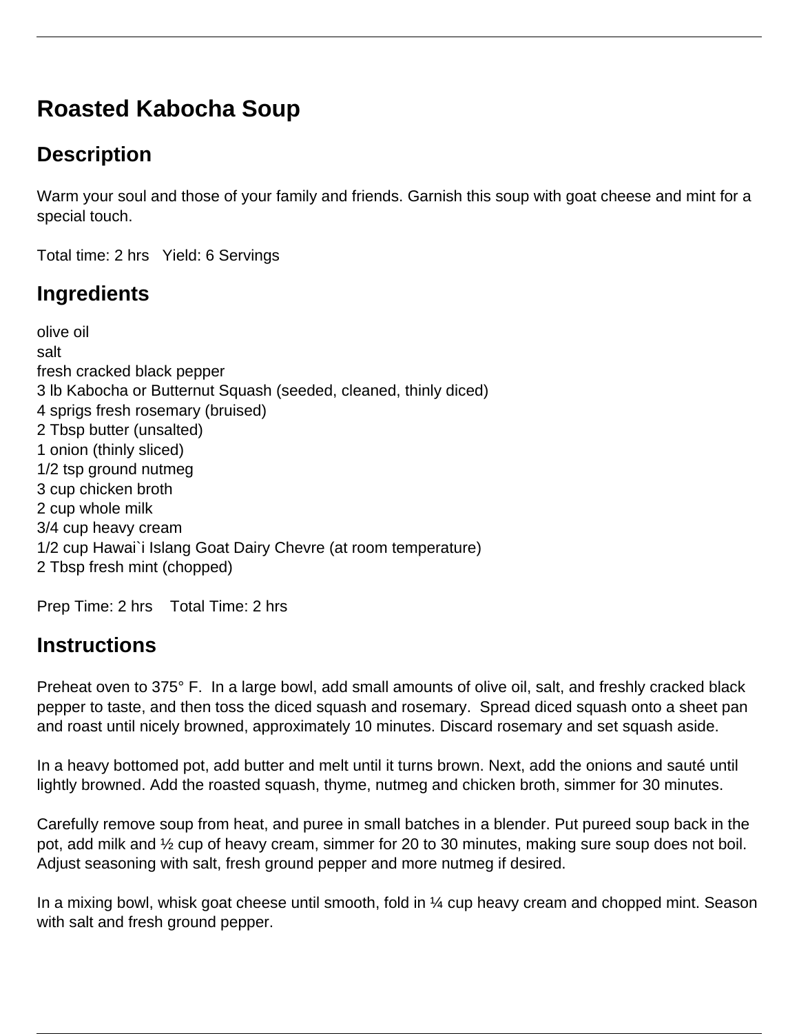# Roasted Kabocha Soup

## Description

Warm your soul and those of your family and friends. Garnish this soup with goat cheese and mint for a special touch.

Total time: 2 hrs   Yield: 6 Servings

## Ingredients

olive oil
salt
fresh cracked black pepper
3 lb Kabocha or Butternut Squash (seeded, cleaned, thinly diced)
4 sprigs fresh rosemary (bruised)
2 Tbsp butter (unsalted)
1 onion (thinly sliced)
1/2 tsp ground nutmeg
3 cup chicken broth
2 cup whole milk
3/4 cup heavy cream
1/2 cup Hawai`i Islang Goat Dairy Chevre (at room temperature)
2 Tbsp fresh mint (chopped)

Prep Time: 2 hrs    Total Time: 2 hrs

## Instructions

Preheat oven to 375° F.  In a large bowl, add small amounts of olive oil, salt, and freshly cracked black pepper to taste, and then toss the diced squash and rosemary.  Spread diced squash onto a sheet pan and roast until nicely browned, approximately 10 minutes. Discard rosemary and set squash aside.

In a heavy bottomed pot, add butter and melt until it turns brown. Next, add the onions and sauté until lightly browned. Add the roasted squash, thyme, nutmeg and chicken broth, simmer for 30 minutes.

Carefully remove soup from heat, and puree in small batches in a blender. Put pureed soup back in the pot, add milk and ½ cup of heavy cream, simmer for 20 to 30 minutes, making sure soup does not boil. Adjust seasoning with salt, fresh ground pepper and more nutmeg if desired.

In a mixing bowl, whisk goat cheese until smooth, fold in ¼ cup heavy cream and chopped mint. Season with salt and fresh ground pepper.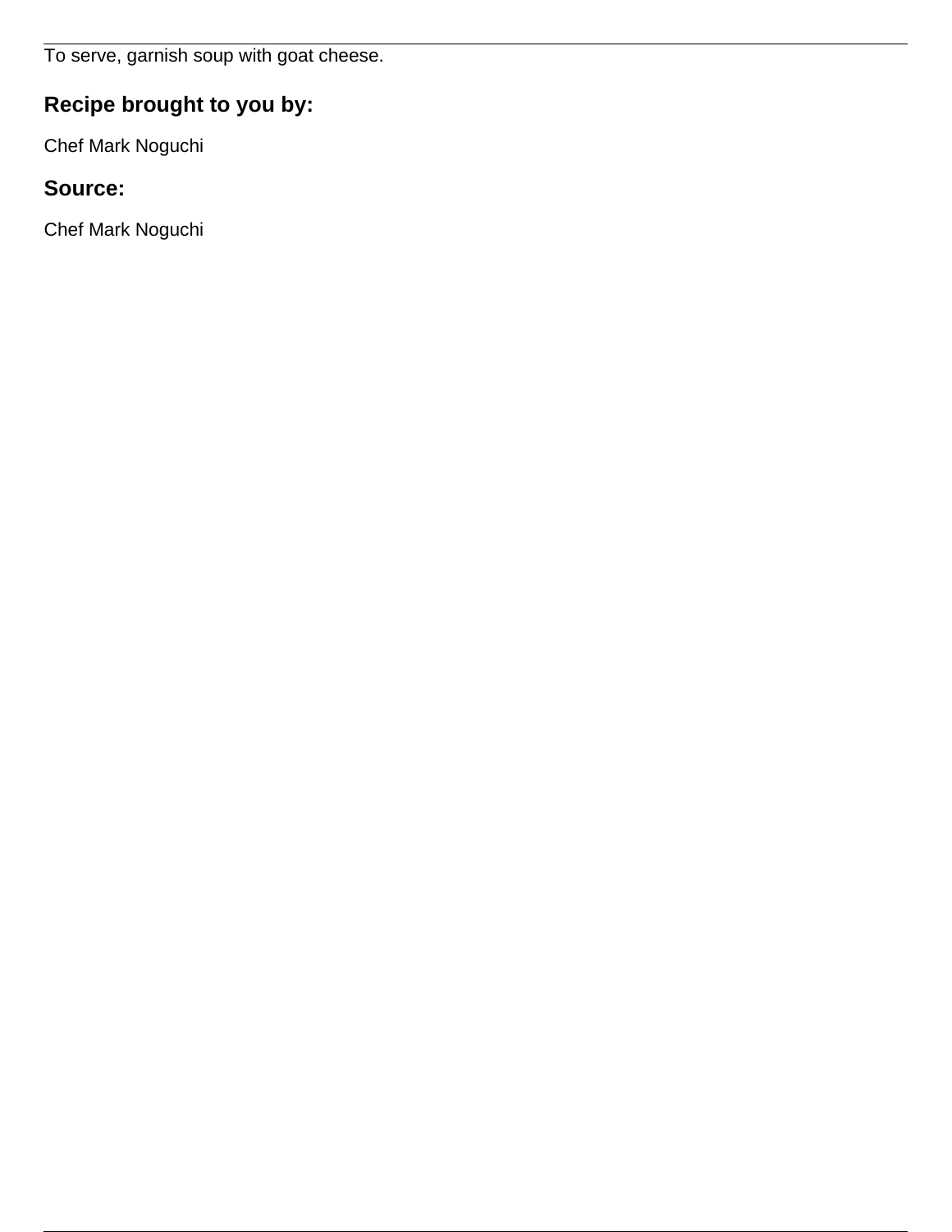To serve, garnish soup with goat cheese.

### Recipe brought to you by:

Chef Mark Noguchi

### Source:

Chef Mark Noguchi